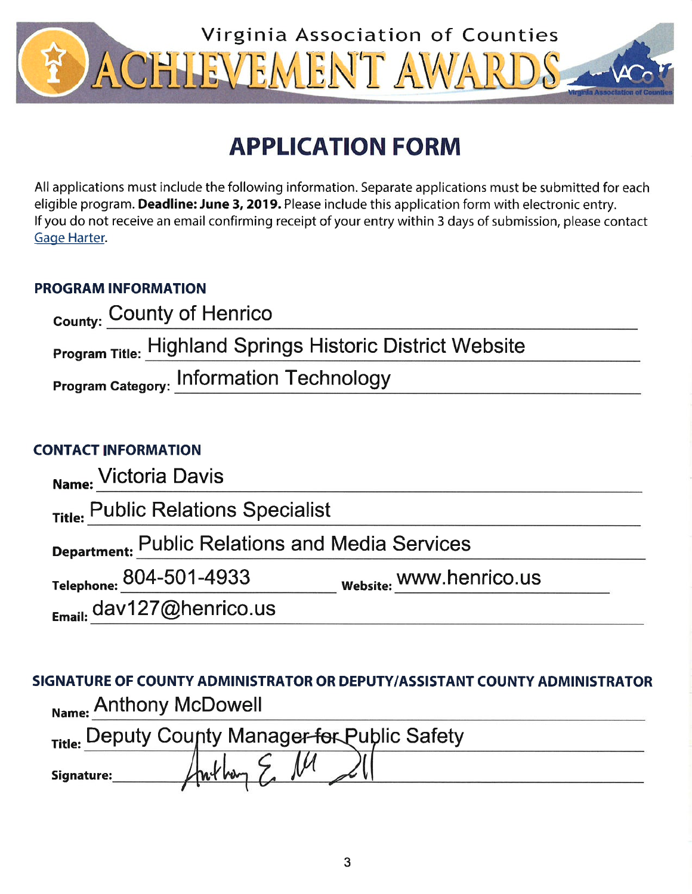# Virginia Association of Counties ACHIEVEMENT AWARDS

## APPLICATION FORM

All applications must include the following information. Separate applications must be submitted for each eligible program. **Deadline: June 3, 2019.** Please include this application form with electronic entry. If you do not receive an email confirming receipt of your entry within 3 days of submission, please contact Gage Harter.

### PROGRAM INFORMATION

**County:** County of Henrico

**Program Title:** Highland Springs Historic District Website

**Program Category:** Information Technology

### CONTACT INFORMATION

**Name:** Victoria Davis

**Title:** Public Relations Specialist

**Department:** Public Relations and Media Services

**Telephone:** 804-501-4933 **Website:** www.henrico.us

**Email:** dav127@henrico.us

### SIGNATURE OF COUNTY ADMINISTRATOR OR DEPUTY/ASSISTANT COUNTY ADMINISTRATOR

**Name:** Anthony McDowell

**Title:** Deputy County Manager for Public Safety

**Signature:** Anthony E. McDowell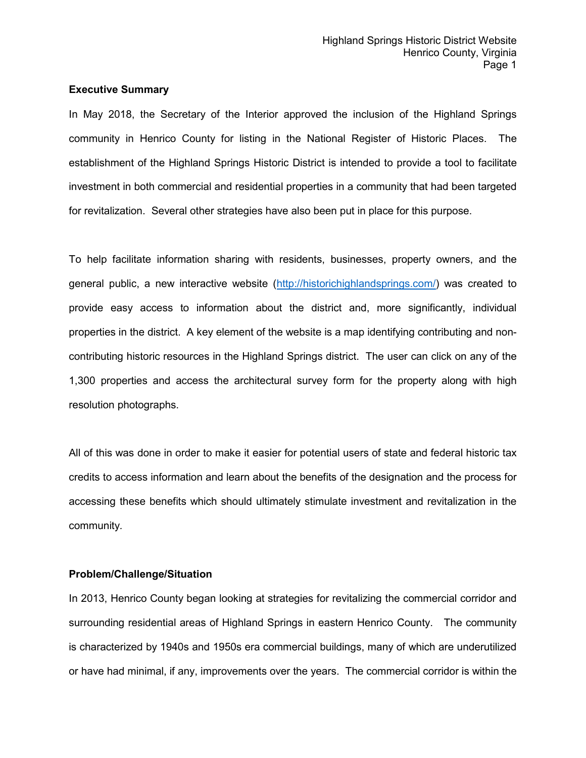**Executive Summary**

In May 2018, the Secretary of the Interior approved the inclusion of the Highland Springs community in Henrico County for listing in the National Register of Historic Places. The establishment of the Highland Springs Historic District is intended to provide a tool to facilitate investment in both commercial and residential properties in a community that had been targeted for revitalization. Several other strategies have also been put in place for this purpose.

To help facilitate information sharing with residents, businesses, property owners, and the general public, a new interactive website (http://historichighlandsprings.com/) was created to provide easy access to information about the district and, more significantly, individual properties in the district. A key element of the website is a map identifying contributing and non-contributing historic resources in the Highland Springs district. The user can click on any of the 1,300 properties and access the architectural survey form for the property along with high resolution photographs.

All of this was done in order to make it easier for potential users of state and federal historic tax credits to access information and learn about the benefits of the designation and the process for accessing these benefits which should ultimately stimulate investment and revitalization in the community.

**Problem/Challenge/Situation**

In 2013, Henrico County began looking at strategies for revitalizing the commercial corridor and surrounding residential areas of Highland Springs in eastern Henrico County. The community is characterized by 1940s and 1950s era commercial buildings, many of which are underutilized or have had minimal, if any, improvements over the years. The commercial corridor is within the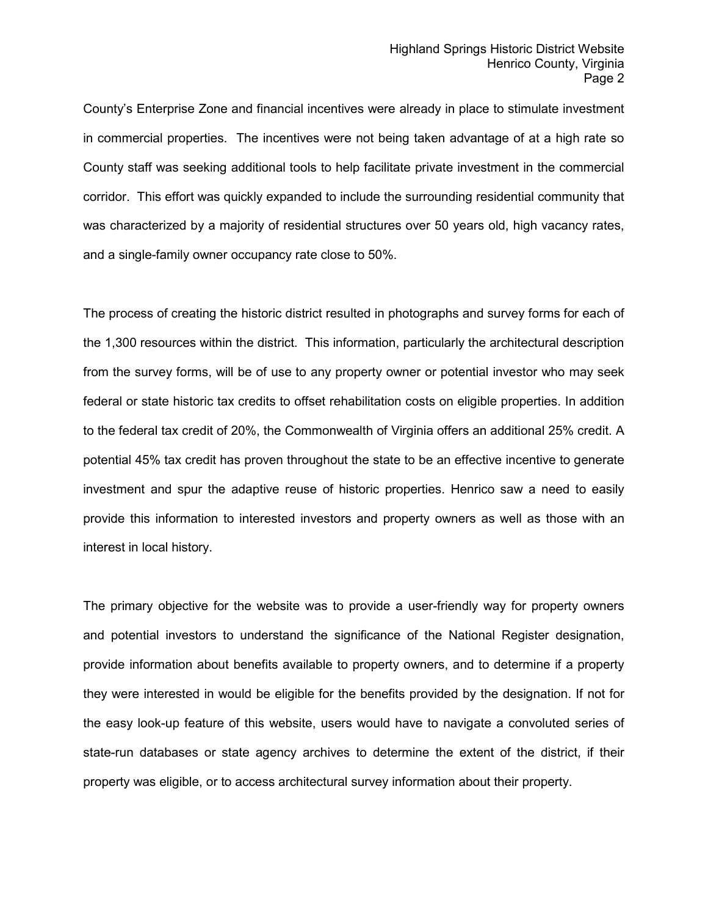County's Enterprise Zone and financial incentives were already in place to stimulate investment in commercial properties. The incentives were not being taken advantage of at a high rate so County staff was seeking additional tools to help facilitate private investment in the commercial corridor. This effort was quickly expanded to include the surrounding residential community that was characterized by a majority of residential structures over 50 years old, high vacancy rates, and a single-family owner occupancy rate close to 50%.

The process of creating the historic district resulted in photographs and survey forms for each of the 1,300 resources within the district. This information, particularly the architectural description from the survey forms, will be of use to any property owner or potential investor who may seek federal or state historic tax credits to offset rehabilitation costs on eligible properties. In addition to the federal tax credit of 20%, the Commonwealth of Virginia offers an additional 25% credit. A potential 45% tax credit has proven throughout the state to be an effective incentive to generate investment and spur the adaptive reuse of historic properties. Henrico saw a need to easily provide this information to interested investors and property owners as well as those with an interest in local history.

The primary objective for the website was to provide a user-friendly way for property owners and potential investors to understand the significance of the National Register designation, provide information about benefits available to property owners, and to determine if a property they were interested in would be eligible for the benefits provided by the designation. If not for the easy look-up feature of this website, users would have to navigate a convoluted series of state-run databases or state agency archives to determine the extent of the district, if their property was eligible, or to access architectural survey information about their property.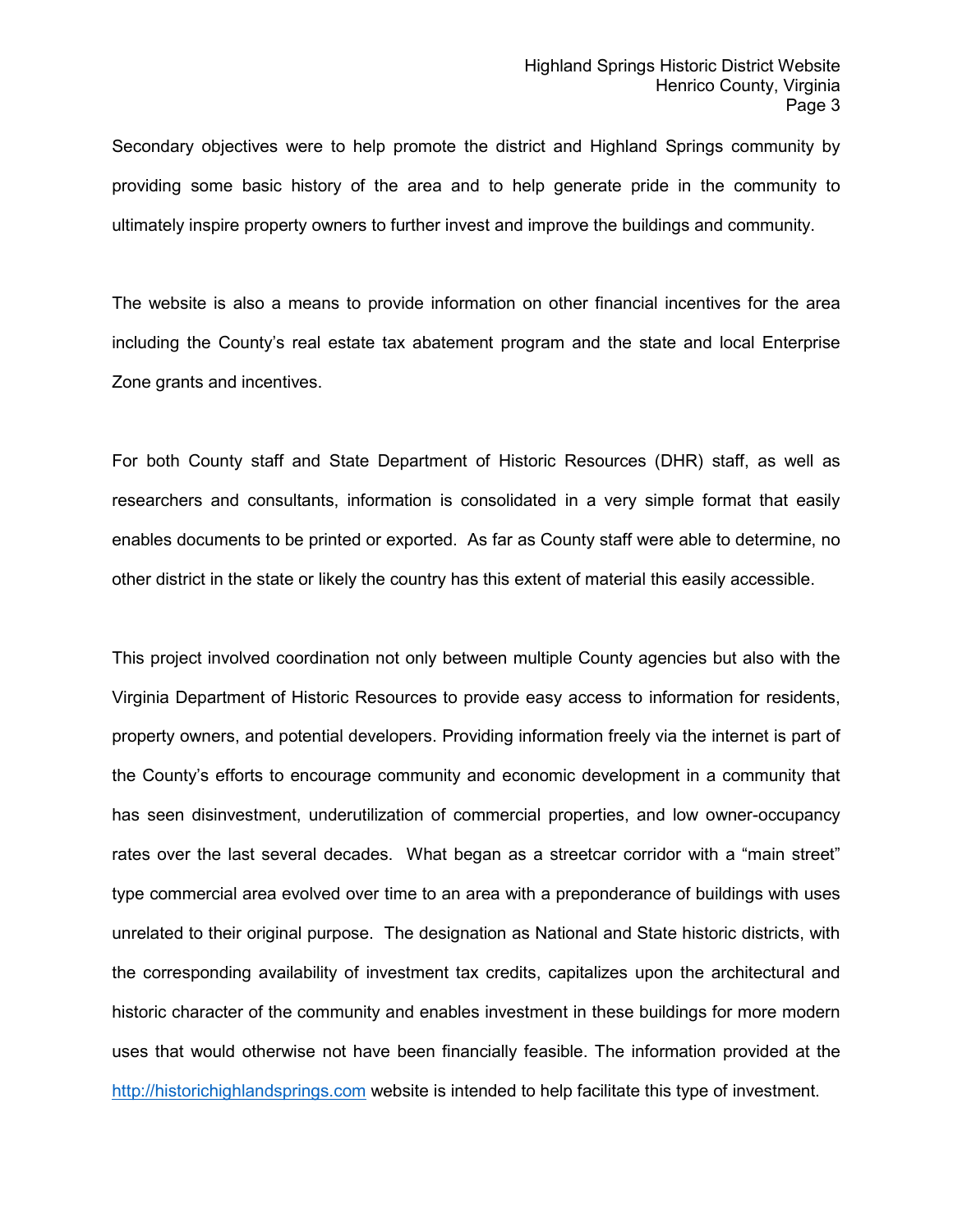Secondary objectives were to help promote the district and Highland Springs community by providing some basic history of the area and to help generate pride in the community to ultimately inspire property owners to further invest and improve the buildings and community.

The website is also a means to provide information on other financial incentives for the area including the County's real estate tax abatement program and the state and local Enterprise Zone grants and incentives.

For both County staff and State Department of Historic Resources (DHR) staff, as well as researchers and consultants, information is consolidated in a very simple format that easily enables documents to be printed or exported. As far as County staff were able to determine, no other district in the state or likely the country has this extent of material this easily accessible.

This project involved coordination not only between multiple County agencies but also with the Virginia Department of Historic Resources to provide easy access to information for residents, property owners, and potential developers. Providing information freely via the internet is part of the County's efforts to encourage community and economic development in a community that has seen disinvestment, underutilization of commercial properties, and low owner-occupancy rates over the last several decades. What began as a streetcar corridor with a "main street" type commercial area evolved over time to an area with a preponderance of buildings with uses unrelated to their original purpose. The designation as National and State historic districts, with the corresponding availability of investment tax credits, capitalizes upon the architectural and historic character of the community and enables investment in these buildings for more modern uses that would otherwise not have been financially feasible. The information provided at the [http://historichighlandsprings.com](http://historichighlandsprings.com) website is intended to help facilitate this type of investment.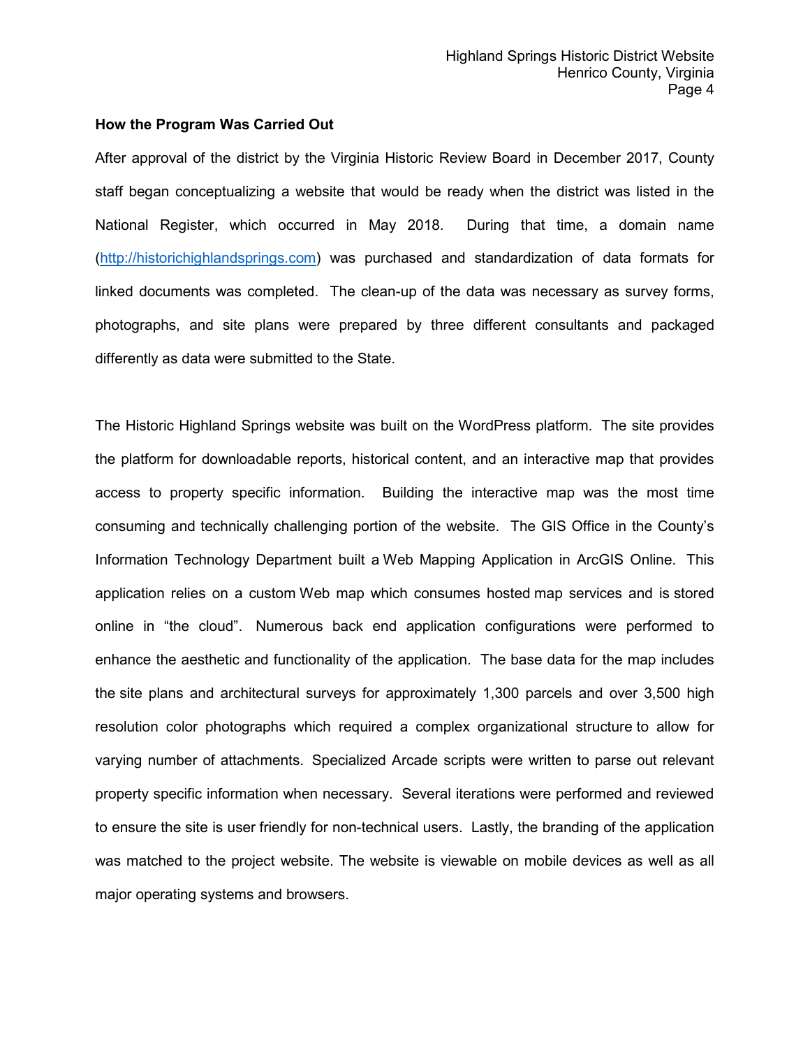**How the Program Was Carried Out**

After approval of the district by the Virginia Historic Review Board in December 2017, County staff began conceptualizing a website that would be ready when the district was listed in the National Register, which occurred in May 2018. During that time, a domain name (http://historichighlandsprings.com) was purchased and standardization of data formats for linked documents was completed. The clean-up of the data was necessary as survey forms, photographs, and site plans were prepared by three different consultants and packaged differently as data were submitted to the State.

The Historic Highland Springs website was built on the WordPress platform. The site provides the platform for downloadable reports, historical content, and an interactive map that provides access to property specific information. Building the interactive map was the most time consuming and technically challenging portion of the website. The GIS Office in the County's Information Technology Department built a Web Mapping Application in ArcGIS Online. This application relies on a custom Web map which consumes hosted map services and is stored online in "the cloud". Numerous back end application configurations were performed to enhance the aesthetic and functionality of the application. The base data for the map includes the site plans and architectural surveys for approximately 1,300 parcels and over 3,500 high resolution color photographs which required a complex organizational structure to allow for varying number of attachments. Specialized Arcade scripts were written to parse out relevant property specific information when necessary. Several iterations were performed and reviewed to ensure the site is user friendly for non-technical users. Lastly, the branding of the application was matched to the project website. The website is viewable on mobile devices as well as all major operating systems and browsers.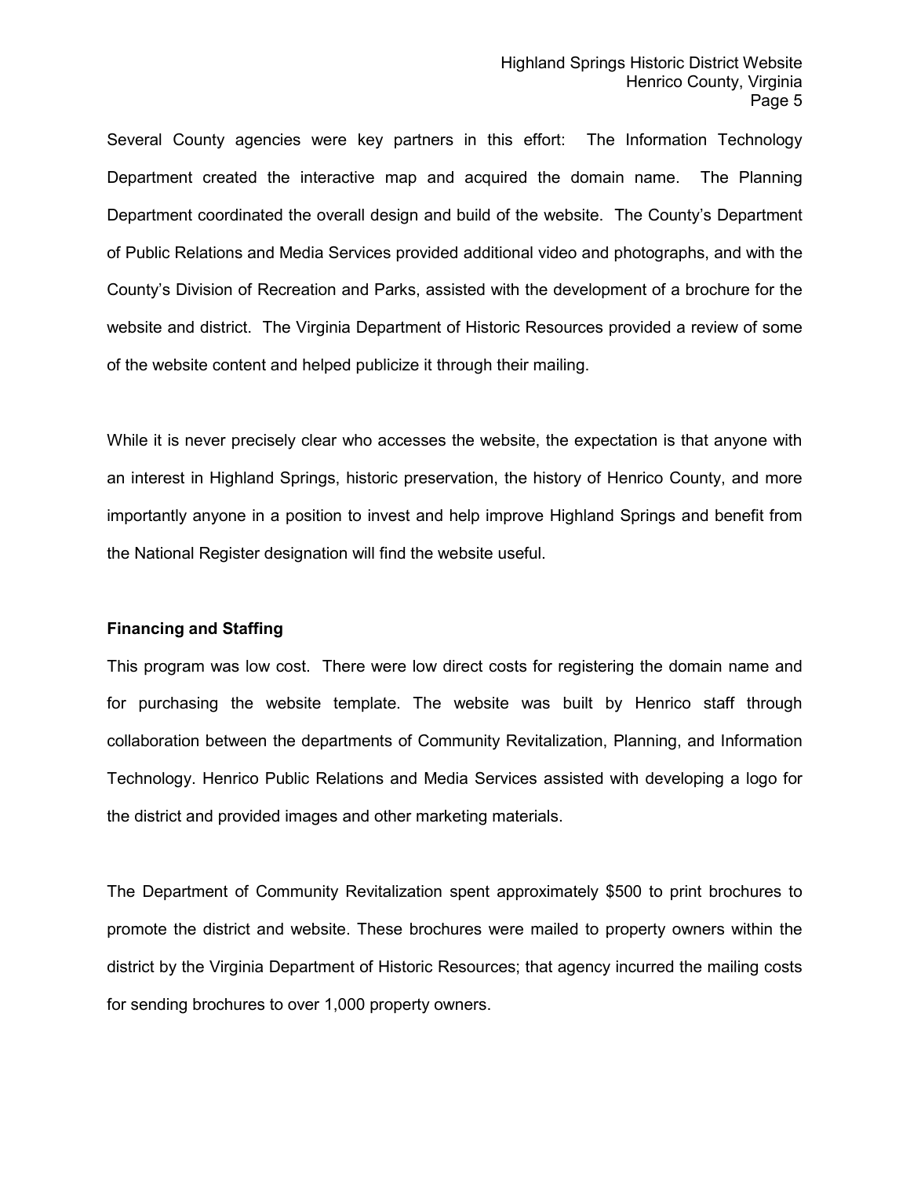Several County agencies were key partners in this effort: The Information Technology Department created the interactive map and acquired the domain name. The Planning Department coordinated the overall design and build of the website. The County's Department of Public Relations and Media Services provided additional video and photographs, and with the County's Division of Recreation and Parks, assisted with the development of a brochure for the website and district. The Virginia Department of Historic Resources provided a review of some of the website content and helped publicize it through their mailing.

While it is never precisely clear who accesses the website, the expectation is that anyone with an interest in Highland Springs, historic preservation, the history of Henrico County, and more importantly anyone in a position to invest and help improve Highland Springs and benefit from the National Register designation will find the website useful.

**Financing and Staffing**

This program was low cost. There were low direct costs for registering the domain name and for purchasing the website template. The website was built by Henrico staff through collaboration between the departments of Community Revitalization, Planning, and Information Technology. Henrico Public Relations and Media Services assisted with developing a logo for the district and provided images and other marketing materials.

The Department of Community Revitalization spent approximately $500 to print brochures to promote the district and website. These brochures were mailed to property owners within the district by the Virginia Department of Historic Resources; that agency incurred the mailing costs for sending brochures to over 1,000 property owners.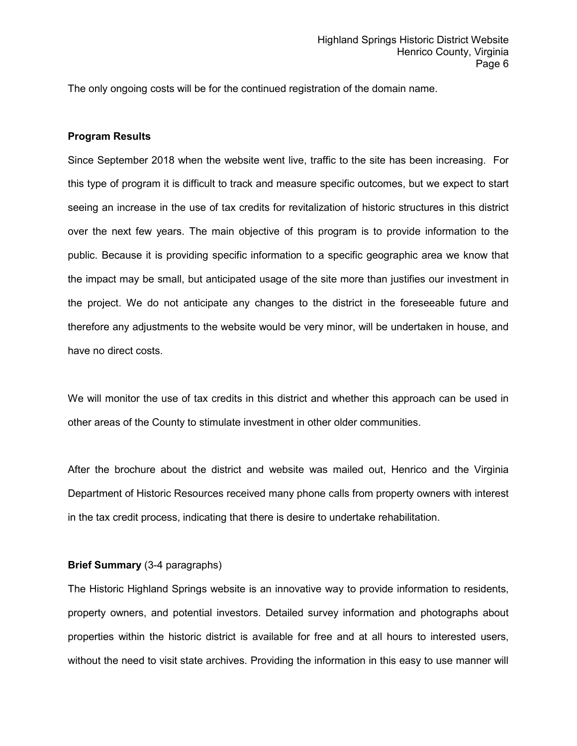The only ongoing costs will be for the continued registration of the domain name.

**Program Results**

Since September 2018 when the website went live, traffic to the site has been increasing. For this type of program it is difficult to track and measure specific outcomes, but we expect to start seeing an increase in the use of tax credits for revitalization of historic structures in this district over the next few years. The main objective of this program is to provide information to the public. Because it is providing specific information to a specific geographic area we know that the impact may be small, but anticipated usage of the site more than justifies our investment in the project. We do not anticipate any changes to the district in the foreseeable future and therefore any adjustments to the website would be very minor, will be undertaken in house, and have no direct costs.

We will monitor the use of tax credits in this district and whether this approach can be used in other areas of the County to stimulate investment in other older communities.

After the brochure about the district and website was mailed out, Henrico and the Virginia Department of Historic Resources received many phone calls from property owners with interest in the tax credit process, indicating that there is desire to undertake rehabilitation.

**Brief Summary** (3-4 paragraphs)

The Historic Highland Springs website is an innovative way to provide information to residents, property owners, and potential investors. Detailed survey information and photographs about properties within the historic district is available for free and at all hours to interested users, without the need to visit state archives. Providing the information in this easy to use manner will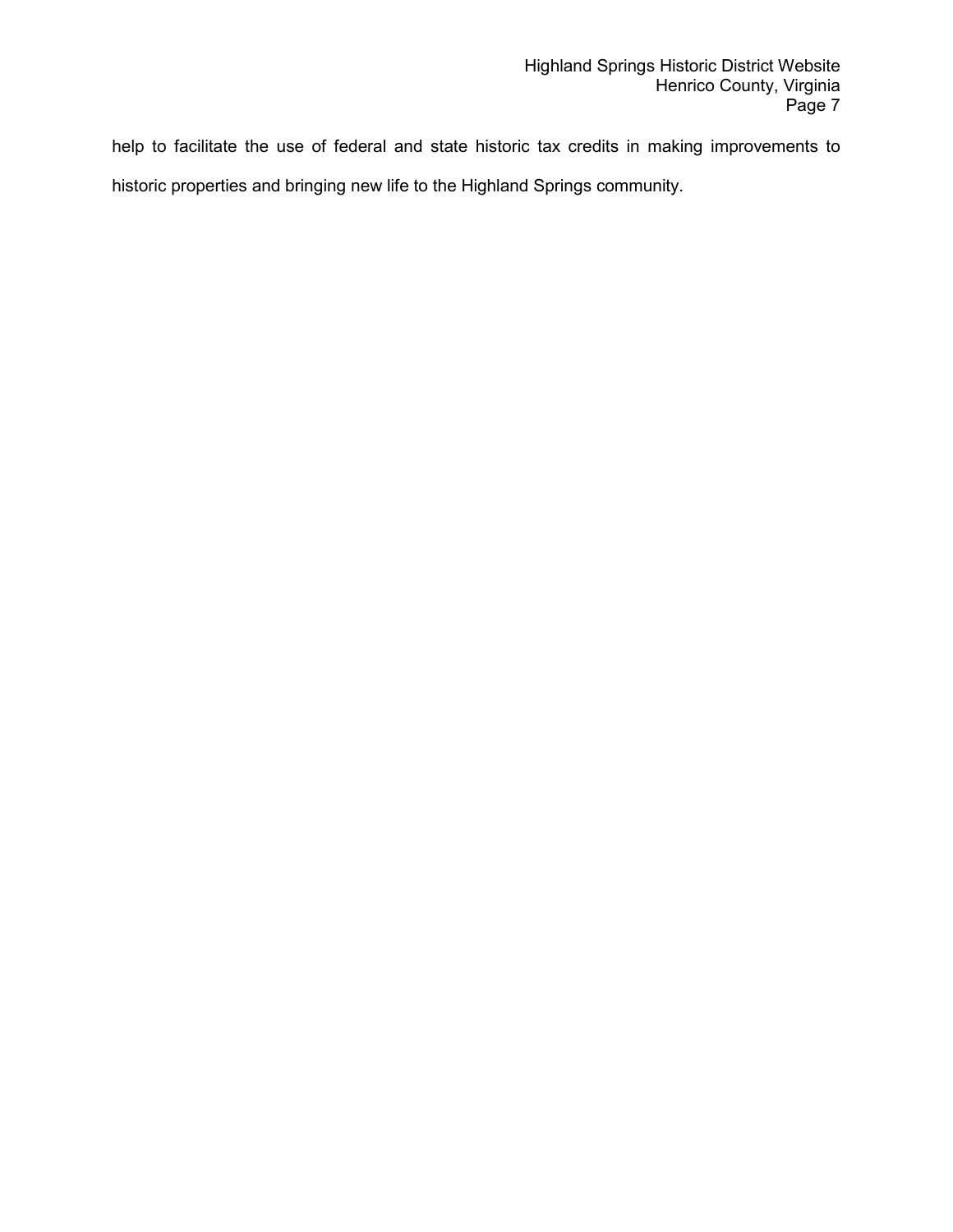help to facilitate the use of federal and state historic tax credits in making improvements to historic properties and bringing new life to the Highland Springs community.